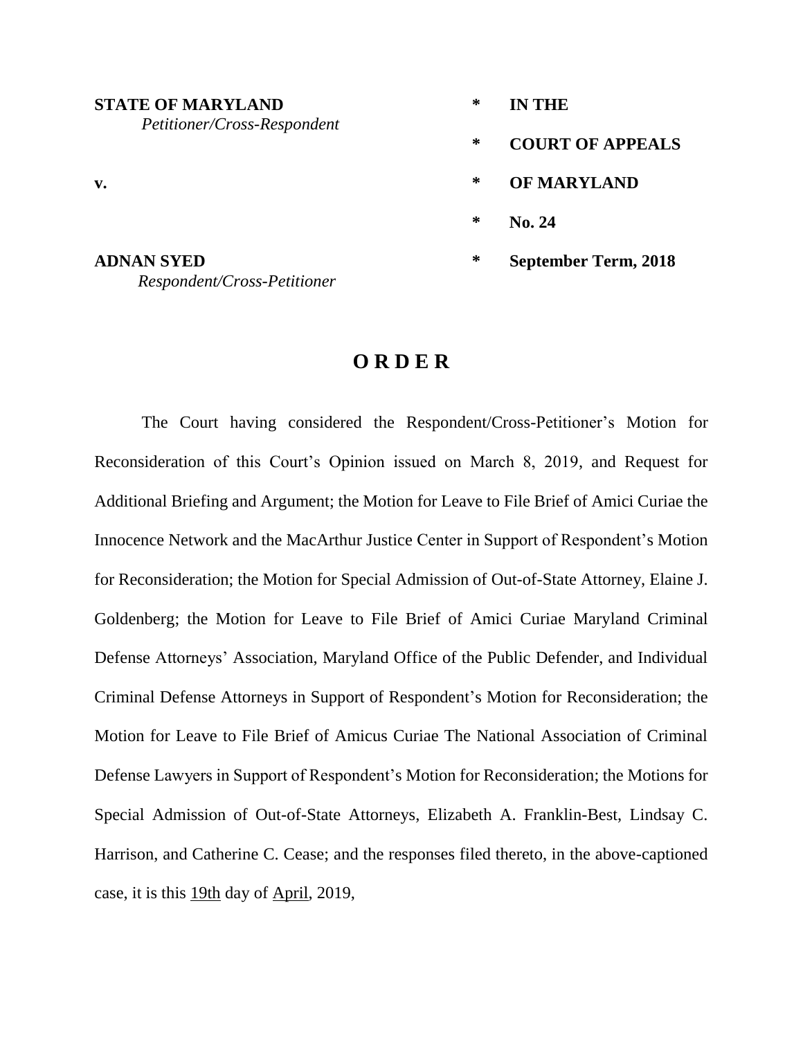**STATE OF MARYLAND**
*Petitioner/Cross-Respondent*

**v.**

**ADNAN SYED**
*Respondent/Cross-Petitioner*

\* **IN THE**

\* **COURT OF APPEALS**

\* **OF MARYLAND**

\* **No. 24**

\* **September Term, 2018**

# O R D E R

The Court having considered the Respondent/Cross-Petitioner's Motion for Reconsideration of this Court's Opinion issued on March 8, 2019, and Request for Additional Briefing and Argument; the Motion for Leave to File Brief of Amici Curiae the Innocence Network and the MacArthur Justice Center in Support of Respondent's Motion for Reconsideration; the Motion for Special Admission of Out-of-State Attorney, Elaine J. Goldenberg; the Motion for Leave to File Brief of Amici Curiae Maryland Criminal Defense Attorneys' Association, Maryland Office of the Public Defender, and Individual Criminal Defense Attorneys in Support of Respondent's Motion for Reconsideration; the Motion for Leave to File Brief of Amicus Curiae The National Association of Criminal Defense Lawyers in Support of Respondent's Motion for Reconsideration; the Motions for Special Admission of Out-of-State Attorneys, Elizabeth A. Franklin-Best, Lindsay C. Harrison, and Catherine C. Cease; and the responses filed thereto, in the above-captioned case, it is this 19th day of April, 2019,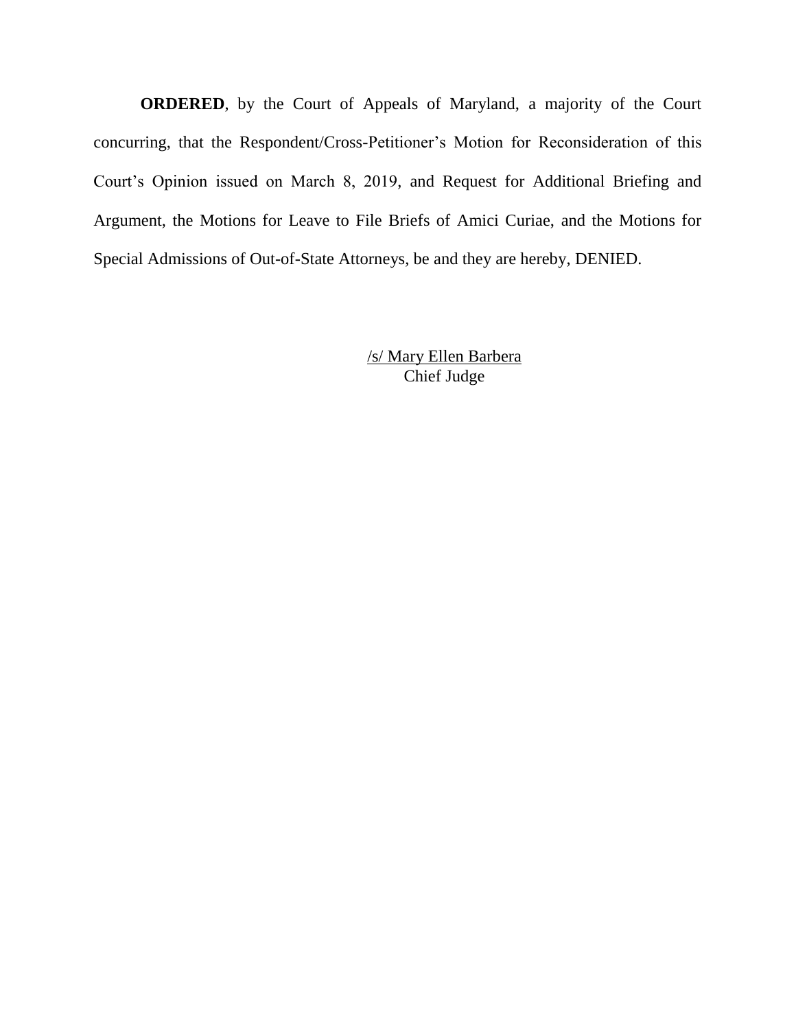**ORDERED**, by the Court of Appeals of Maryland, a majority of the Court concurring, that the Respondent/Cross-Petitioner's Motion for Reconsideration of this Court's Opinion issued on March 8, 2019, and Request for Additional Briefing and Argument, the Motions for Leave to File Briefs of Amici Curiae, and the Motions for Special Admissions of Out-of-State Attorneys, be and they are hereby, DENIED.

/s/ Mary Ellen Barbera
Chief Judge